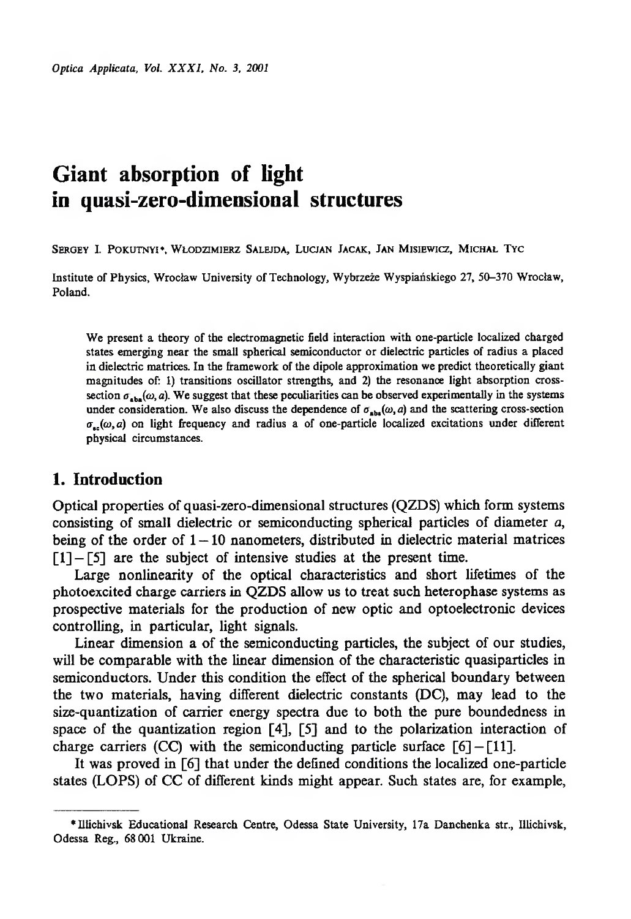# Giant absorption of light in quasi-zero-dimensional structures

Sergey I. Pokutnyi*, Włodzimierz Salejda, Lucjan Jacak, Jan Misiewicz, Michał Tyc

Institute of Physics, Wrocław University of Technology, Wybrzeże Wyspiańskiego 27, 50–370 Wrocław, Poland.

We present a theory of the electromagnetic field interaction with one-particle localized charged states emerging near the small spherical semiconductor or dielectric particles of radius a placed in dielectric matrices. In the framework of the dipole approximation we predict theoretically giant magnitudes of: 1) transitions oscillator strengths, and 2) the resonance light absorption cross-section $\sigma_{abs}(\omega, a)$. We suggest that these peculiarities can be observed experimentally in the systems under consideration. We also discuss the dependence of $\sigma_{abs}(\omega, a)$ and the scattering cross-section $\sigma_{sc}(\omega, a)$ on light frequency and radius a of one-particle localized excitations under different physical circumstances.

## 1. Introduction

Optical properties of quasi-zero-dimensional structures (QZDS) which form systems consisting of small dielectric or semiconducting spherical particles of diameter $a$, being of the order of $1-10$ nanometers, distributed in dielectric material matrices [1]–[5] are the subject of intensive studies at the present time.

Large nonlinearity of the optical characteristics and short lifetimes of the photoexcited charge carriers in QZDS allow us to treat such heterophase systems as prospective materials for the production of new optic and optoelectronic devices controlling, in particular, light signals.

Linear dimension a of the semiconducting particles, the subject of our studies, will be comparable with the linear dimension of the characteristic quasiparticles in semiconductors. Under this condition the effect of the spherical boundary between the two materials, having different dielectric constants (DC), may lead to the size-quantization of carrier energy spectra due to both the pure boundedness in space of the quantization region [4], [5] and to the polarization interaction of charge carriers (CC) with the semiconducting particle surface [6]–[11].

It was proved in [6] that under the defined conditions the localized one-particle states (LOPS) of CC of different kinds might appear. Such states are, for example,

* Illichivsk Educational Research Centre, Odessa State University, 17a Danchenka str., Illichivsk, Odessa Reg., 68001 Ukraine.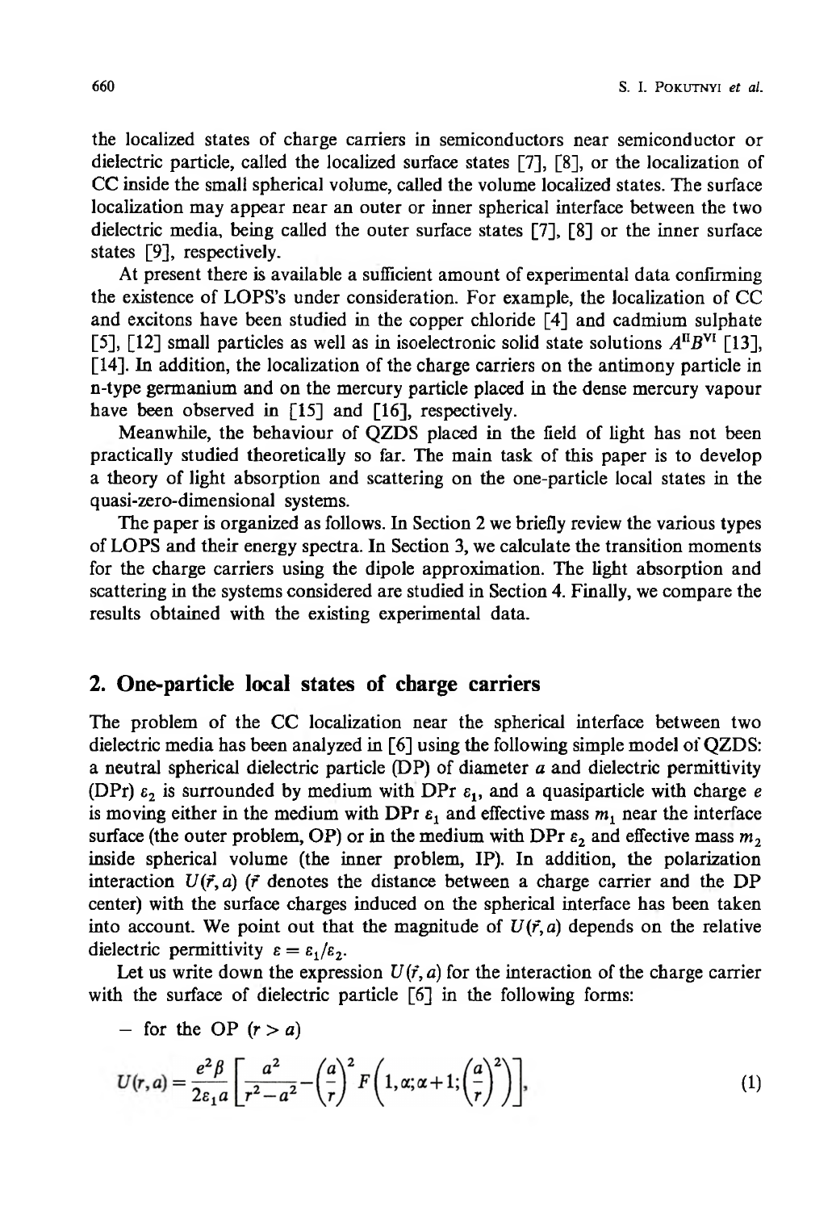the localized states of charge carriers in semiconductors near semiconductor or dielectric particle, called the localized surface states [7], [8], or the localization of CC inside the small spherical volume, called the volume localized states. The surface localization may appear near an outer or inner spherical interface between the two dielectric media, being called the outer surface states [7], [8] or the inner surface states [9], respectively.

At present there is available a sufficient amount of experimental data confirming the existence of LOPS's under consideration. For example, the localization of CC and excitons have been studied in the copper chloride [4] and cadmium sulphate [5], [12] small particles as well as in isoelectronic solid state solutions $A^{II}B^{VI}$ [13], [14]. In addition, the localization of the charge carriers on the antimony particle in n-type germanium and on the mercury particle placed in the dense mercury vapour have been observed in [15] and [16], respectively.

Meanwhile, the behaviour of QZDS placed in the field of light has not been practically studied theoretically so far. The main task of this paper is to develop a theory of light absorption and scattering on the one-particle local states in the quasi-zero-dimensional systems.

The paper is organized as follows. In Section 2 we briefly review the various types of LOPS and their energy spectra. In Section 3, we calculate the transition moments for the charge carriers using the dipole approximation. The light absorption and scattering in the systems considered are studied in Section 4. Finally, we compare the results obtained with the existing experimental data.

## 2. One-particle local states of charge carriers

The problem of the CC localization near the spherical interface between two dielectric media has been analyzed in [6] using the following simple model of QZDS: a neutral spherical dielectric particle (DP) of diameter $a$ and dielectric permittivity (DPr) $\varepsilon_2$ is surrounded by medium with DPr $\varepsilon_1$, and a quasiparticle with charge $e$ is moving either in the medium with DPr $\varepsilon_1$ and effective mass $m_1$ near the interface surface (the outer problem, OP) or in the medium with DPr $\varepsilon_2$ and effective mass $m_2$ inside spherical volume (the inner problem, IP). In addition, the polarization interaction $U(\vec{r}, a)$ ($\vec{r}$ denotes the distance between a charge carrier and the DP center) with the surface charges induced on the spherical interface has been taken into account. We point out that the magnitude of $U(\vec{r}, a)$ depends on the relative dielectric permittivity $\varepsilon = \varepsilon_1/\varepsilon_2$.

Let us write down the expression $U(\vec{r}, a)$ for the interaction of the charge carrier with the surface of dielectric particle [6] in the following forms:

– for the OP ($r > a$)

$$U(r,a) = \frac{e^2\beta}{2\varepsilon_1 a}\left[\frac{a^2}{r^2-a^2} - \left(\frac{a}{r}\right)^2 F\left(1,\alpha;\alpha+1;\left(\frac{a}{r}\right)^2\right)\right], \tag{1}$$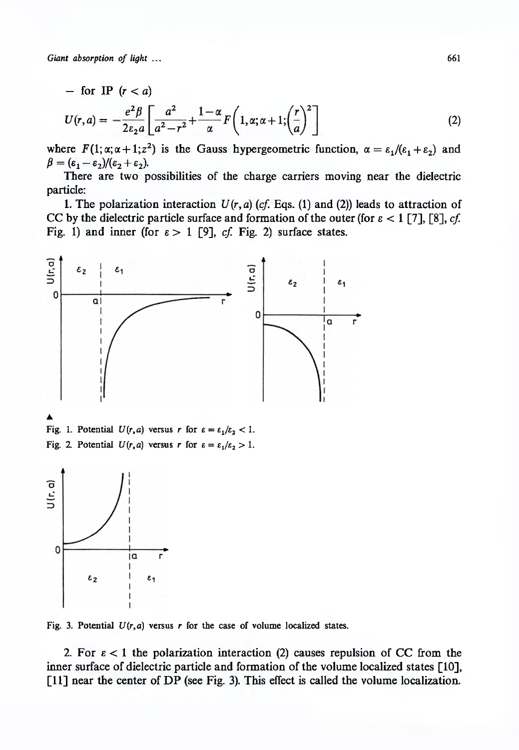– for IP ($r < a$)

$$U(r,a) = -\frac{e^2 \beta}{2\varepsilon_2 a}\left[\frac{a^2}{a^2 - r^2} + \frac{1-\alpha}{\alpha} F\left(1, \alpha; \alpha+1; \left(\frac{r}{a}\right)^2\right)\right] \tag{2}$$

where $F(1; \alpha; \alpha+1; z^2)$ is the Gauss hypergeometric function, $\alpha = \varepsilon_1/(\varepsilon_1 + \varepsilon_2)$ and $\beta = (\varepsilon_1 - \varepsilon_2)/(\varepsilon_2 + \varepsilon_2)$.

There are two possibilities of the charge carriers moving near the dielectric particle:

1. The polarization interaction $U(r,a)$ (*cf.* Eqs. (1) and (2)) leads to attraction of CC by the dielectric particle surface and formation of the outer (for $\varepsilon < 1$ [7], [8], *cf.* Fig. 1) and inner (for $\varepsilon > 1$ [9], *cf.* Fig. 2) surface states.

Fig. 1. Potential $U(r,a)$ versus $r$ for $\varepsilon = \varepsilon_1/\varepsilon_2 < 1$.

Fig. 2. Potential $U(r,a)$ versus $r$ for $\varepsilon = \varepsilon_1/\varepsilon_2 > 1$.

Fig. 3. Potential $U(r,a)$ versus $r$ for the case of volume localized states.

2. For $\varepsilon < 1$ the polarization interaction (2) causes repulsion of CC from the inner surface of dielectric particle and formation of the volume localized states [10], [11] near the center of DP (see Fig. 3). This effect is called the volume localization.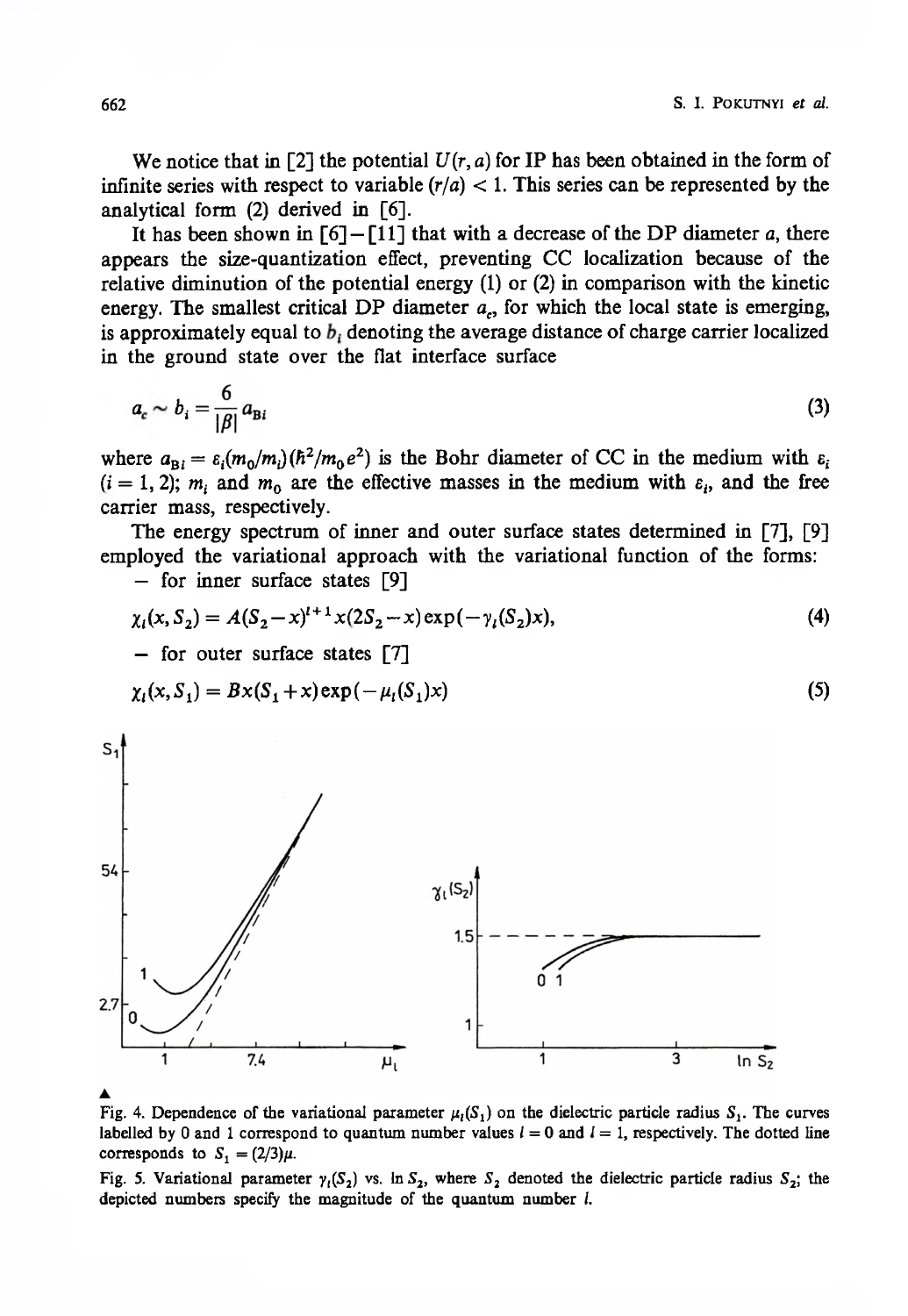We notice that in [2] the potential $U(r, a)$ for IP has been obtained in the form of infinite series with respect to variable $(r/a) < 1$. This series can be represented by the analytical form (2) derived in [6].

It has been shown in [6]–[11] that with a decrease of the DP diameter $a$, there appears the size-quantization effect, preventing CC localization because of the relative diminution of the potential energy (1) or (2) in comparison with the kinetic energy. The smallest critical DP diameter $a_c$, for which the local state is emerging, is approximately equal to $b_i$ denoting the average distance of charge carrier localized in the ground state over the flat interface surface

$$a_c \sim b_i = \frac{6}{|\beta|} a_{Bi} \tag{3}$$

where $a_{Bi} = \varepsilon_i(m_0/m_i)(\hbar^2/m_0 e^2)$ is the Bohr diameter of CC in the medium with $\varepsilon_i$ $(i = 1, 2)$; $m_i$ and $m_0$ are the effective masses in the medium with $\varepsilon_i$, and the free carrier mass, respectively.

The energy spectrum of inner and outer surface states determined in [7], [9] employed the variational approach with the variational function of the forms:

– for inner surface states [9]

$$\chi_l(x, S_2) = A(S_2 - x)^{l+1} x(2S_2 - x)\exp(-\gamma_l(S_2)x), \tag{4}$$

– for outer surface states [7]

$$\chi_l(x, S_1) = Bx(S_1 + x)\exp(-\mu_l(S_1)x) \tag{5}$$

Fig. 4. Dependence of the variational parameter $\mu_l(S_1)$ on the dielectric particle radius $S_1$. The curves labelled by 0 and 1 correspond to quantum number values $l = 0$ and $l = 1$, respectively. The dotted line corresponds to $S_1 = (2/3)\mu$.

Fig. 5. Variational parameter $\gamma_l(S_2)$ vs. $\ln S_2$, where $S_2$ denoted the dielectric particle radius $S_2$; the depicted numbers specify the magnitude of the quantum number $l$.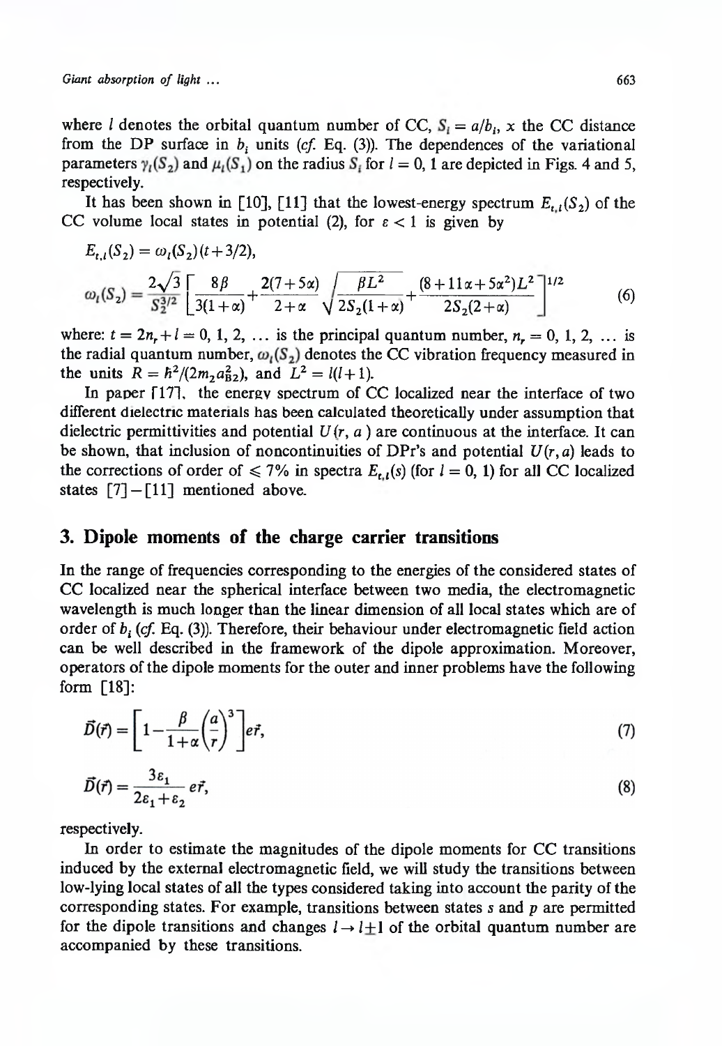where $l$ denotes the orbital quantum number of CC, $S_i = a/b_i$, $x$ the CC distance from the DP surface in $b_i$ units (*cf.* Eq. (3)). The dependences of the variational parameters $\gamma_l(S_2)$ and $\mu_l(S_1)$ on the radius $S_i$ for $l = 0, 1$ are depicted in Figs. 4 and 5, respectively.

It has been shown in [10], [11] that the lowest-energy spectrum $E_{t,l}(S_2)$ of the CC volume local states in potential (2), for $\varepsilon < 1$ is given by

$$E_{t,l}(S_2) = \omega_l(S_2)(t+3/2),$$

$$\omega_l(S_2) = \frac{2\sqrt{3}}{S_2^{3/2}}\left[\frac{8\beta}{3(1+\alpha)} + \frac{2(7+5\alpha)}{2+\alpha}\sqrt{\frac{\beta L^2}{2S_2(1+\alpha)}} + \frac{(8+11\alpha+5\alpha^2)L^2}{2S_2(2+\alpha)}\right]^{1/2} \tag{6}$$

where: $t = 2n_r + l = 0, 1, 2, \ldots$ is the principal quantum number, $n_r = 0, 1, 2, \ldots$ is the radial quantum number, $\omega_l(S_2)$ denotes the CC vibration frequency measured in the units $R = \hbar^2/(2m_2 a_{B2}^2)$, and $L^2 = l(l+1)$.

In paper [17], the energy spectrum of CC localized near the interface of two different dielectric materials has been calculated theoretically under assumption that dielectric permittivities and potential $U(r, a)$ are continuous at the interface. It can be shown, that inclusion of noncontinuities of DPr's and potential $U(r, a)$ leads to the corrections of order of $\leqslant 7\%$ in spectra $E_{t,l}(s)$ (for $l = 0, 1$) for all CC localized states [7]–[11] mentioned above.

## 3. Dipole moments of the charge carrier transitions

In the range of frequencies corresponding to the energies of the considered states of CC localized near the spherical interface between two media, the electromagnetic wavelength is much longer than the linear dimension of all local states which are of order of $b_i$ (*cf.* Eq. (3)). Therefore, their behaviour under electromagnetic field action can be well described in the framework of the dipole approximation. Moreover, operators of the dipole moments for the outer and inner problems have the following form [18]:

$$\vec{D}(\vec{r}) = \left[1 - \frac{\beta}{1+\alpha}\left(\frac{a}{r}\right)^3\right] e\vec{r}, \tag{7}$$

$$\vec{D}(\vec{r}) = \frac{3\varepsilon_1}{2\varepsilon_1 + \varepsilon_2} e\vec{r}, \tag{8}$$

respectively.

In order to estimate the magnitudes of the dipole moments for CC transitions induced by the external electromagnetic field, we will study the transitions between low-lying local states of all the types considered taking into account the parity of the corresponding states. For example, transitions between states $s$ and $p$ are permitted for the dipole transitions and changes $l \to l \pm 1$ of the orbital quantum number are accompanied by these transitions.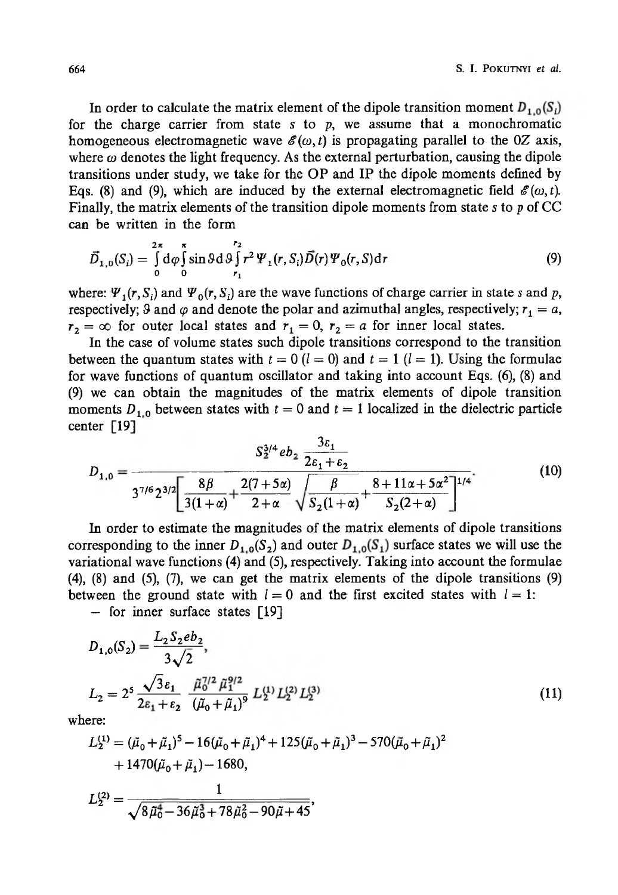In order to calculate the matrix element of the dipole transition moment $D_{1,0}(S_i)$ for the charge carrier from state $s$ to $p$, we assume that a monochromatic homogeneous electromagnetic wave $\mathscr{E}(\omega, t)$ is propagating parallel to the 0Z axis, where $\omega$ denotes the light frequency. As the external perturbation, causing the dipole transitions under study, we take for the OP and IP the dipole moments defined by Eqs. (8) and (9), which are induced by the external electromagnetic field $\mathscr{E}(\omega, t)$. Finally, the matrix elements of the transition dipole moments from state $s$ to $p$ of CC can be written in the form

$$\vec{D}_{1,0}(S_i) = \int_0^{2\pi} \mathrm{d}\varphi \int_0^{\pi} \sin\vartheta \mathrm{d}\vartheta \int_{r_1}^{r_2} r^2 \Psi_1(r, S_i) \vec{D}(r) \Psi_0(r, S) \mathrm{d}r \tag{9}$$

where: $\Psi_1(r, S_i)$ and $\Psi_0(r, S_i)$ are the wave functions of charge carrier in state $s$ and $p$, respectively; $\vartheta$ and $\varphi$ and denote the polar and azimuthal angles, respectively; $r_1 = a$, $r_2 = \infty$ for outer local states and $r_1 = 0$, $r_2 = a$ for inner local states.

In the case of volume states such dipole transitions correspond to the transition between the quantum states with $t = 0$ $(l = 0)$ and $t = 1$ $(l = 1)$. Using the formulae for wave functions of quantum oscillator and taking into account Eqs. (6), (8) and (9) we can obtain the magnitudes of the matrix elements of dipole transition moments $D_{1,0}$ between states with $t = 0$ and $t = 1$ localized in the dielectric particle center [19]

$$D_{1,0} = \frac{S_2^{3/4} e b_2 \dfrac{3\varepsilon_1}{2\varepsilon_1 + \varepsilon_2}}{3^{7/6} 2^{3/2} \left[ \dfrac{8\beta}{3(1+\alpha)} + \dfrac{2(7+5\alpha)}{2+\alpha} \sqrt{\dfrac{\beta}{S_2(1+\alpha)}} + \dfrac{8+11\alpha+5\alpha^2}{S_2(2+\alpha)} \right]^{1/4}}. \tag{10}$$

In order to estimate the magnitudes of the matrix elements of dipole transitions corresponding to the inner $D_{1,0}(S_2)$ and outer $D_{1,0}(S_1)$ surface states we will use the variational wave functions (4) and (5), respectively. Taking into account the formulae (4), (8) and (5), (7), we can get the matrix elements of the dipole transitions (9) between the ground state with $l = 0$ and the first excited states with $l = 1$:

– for inner surface states [19]

$$D_{1,0}(S_2) = \frac{L_2 S_2 e b_2}{3\sqrt{2}},$$
$$L_2 = 2^5 \frac{\sqrt{3}\varepsilon_1}{2\varepsilon_1 + \varepsilon_2} \frac{\tilde{\mu}_0^{7/2} \tilde{\mu}_1^{9/2}}{(\tilde{\mu}_0 + \tilde{\mu}_1)^9} L_2^{(1)} L_2^{(2)} L_2^{(3)} \tag{11}$$

where:

$$L_2^{(1)} = (\tilde{\mu}_0 + \tilde{\mu}_1)^5 - 16(\tilde{\mu}_0 + \tilde{\mu}_1)^4 + 125(\tilde{\mu}_0 + \tilde{\mu}_1)^3 - 570(\tilde{\mu}_0 + \tilde{\mu}_1)^2 + 1470(\tilde{\mu}_0 + \tilde{\mu}_1) - 1680,$$

$$L_2^{(2)} = \frac{1}{\sqrt{8\tilde{\mu}_0^4 - 36\tilde{\mu}_0^3 + 78\tilde{\mu}_0^2 - 90\tilde{\mu} + 45}},$$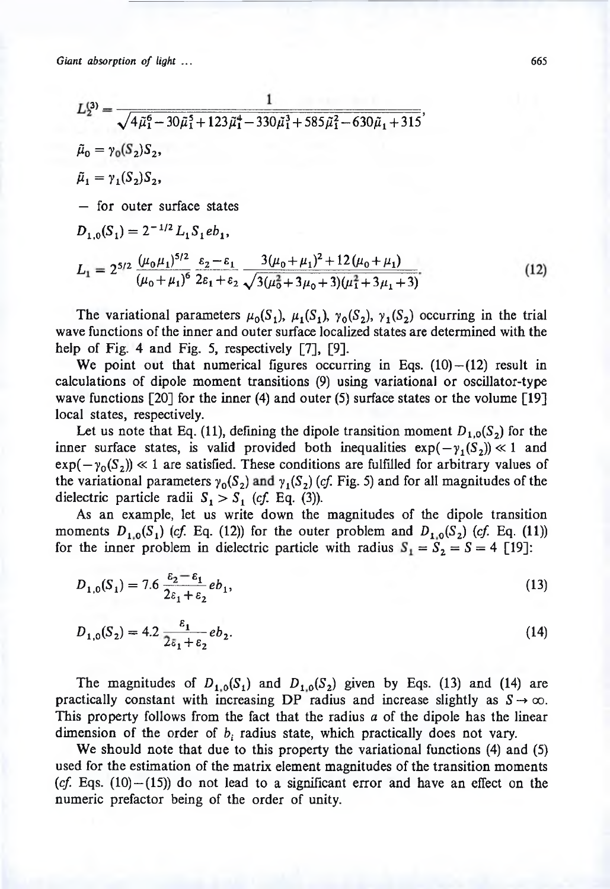$$L_2^{(3)} = \frac{1}{\sqrt{4\tilde{\mu}_1^6 - 30\tilde{\mu}_1^5 + 123\tilde{\mu}_1^4 - 330\tilde{\mu}_1^3 + 585\tilde{\mu}_1^2 - 630\tilde{\mu}_1 + 315}},$$

$$\tilde{\mu}_0 = \gamma_0(S_2)S_2,$$

$$\tilde{\mu}_1 = \gamma_1(S_2)S_2,$$

– for outer surface states

$$D_{1,0}(S_1) = 2^{-1/2} L_1 S_1 e b_1,$$

$$L_1 = 2^{5/2} \frac{(\mu_0\mu_1)^{5/2}}{(\mu_0+\mu_1)^6} \frac{\varepsilon_2 - \varepsilon_1}{2\varepsilon_1 + \varepsilon_2} \frac{3(\mu_0+\mu_1)^2 + 12(\mu_0+\mu_1)}{\sqrt{3(\mu_0^2+3\mu_0+3)(\mu_1^2+3\mu_1+3)}}. \tag{12}$$

The variational parameters $\mu_0(S_1)$, $\mu_1(S_1)$, $\gamma_0(S_2)$, $\gamma_1(S_2)$ occurring in the trial wave functions of the inner and outer surface localized states are determined with the help of Fig. 4 and Fig. 5, respectively [7], [9].

We point out that numerical figures occurring in Eqs. (10)–(12) result in calculations of dipole moment transitions (9) using variational or oscillator-type wave functions [20] for the inner (4) and outer (5) surface states or the volume [19] local states, respectively.

Let us note that Eq. (11), defining the dipole transition moment $D_{1,0}(S_2)$ for the inner surface states, is valid provided both inequalities $\exp(-\gamma_1(S_2)) \ll 1$ and $\exp(-\gamma_0(S_2)) \ll 1$ are satisfied. These conditions are fulfilled for arbitrary values of the variational parameters $\gamma_0(S_2)$ and $\gamma_1(S_2)$ (*cf.* Fig. 5) and for all magnitudes of the dielectric particle radii $S_1 > S_1$ (*cf.* Eq. (3)).

As an example, let us write down the magnitudes of the dipole transition moments $D_{1,0}(S_1)$ (*cf.* Eq. (12)) for the outer problem and $D_{1,0}(S_2)$ (*cf.* Eq. (11)) for the inner problem in dielectric particle with radius $S_1 = S_2 = S = 4$ [19]:

$$D_{1,0}(S_1) = 7.6 \frac{\varepsilon_2 - \varepsilon_1}{2\varepsilon_1 + \varepsilon_2} e b_1, \tag{13}$$

$$D_{1,0}(S_2) = 4.2 \frac{\varepsilon_1}{2\varepsilon_1 + \varepsilon_2} e b_2. \tag{14}$$

The magnitudes of $D_{1,0}(S_1)$ and $D_{1,0}(S_2)$ given by Eqs. (13) and (14) are practically constant with increasing DP radius and increase slightly as $S \to \infty$. This property follows from the fact that the radius $a$ of the dipole has the linear dimension of the order of $b_i$ radius state, which practically does not vary.

We should note that due to this property the variational functions (4) and (5) used for the estimation of the matrix element magnitudes of the transition moments (*cf.* Eqs. (10)–(15)) do not lead to a significant error and have an effect on the numeric prefactor being of the order of unity.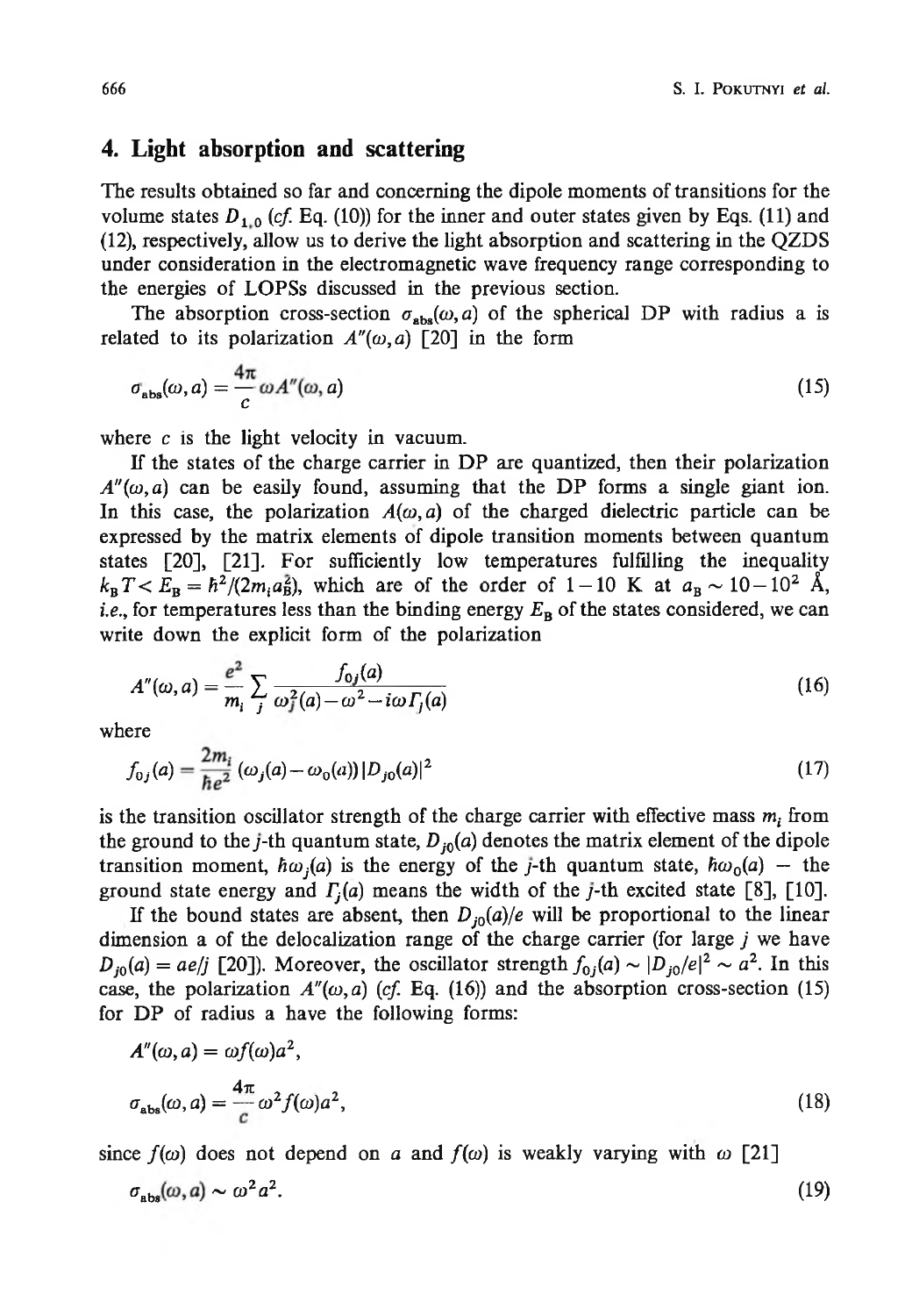## 4. Light absorption and scattering

The results obtained so far and concerning the dipole moments of transitions for the volume states $D_{1,0}$ (*cf.* Eq. (10)) for the inner and outer states given by Eqs. (11) and (12), respectively, allow us to derive the light absorption and scattering in the QZDS under consideration in the electromagnetic wave frequency range corresponding to the energies of LOPSs discussed in the previous section.

The absorption cross-section $\sigma_{abs}(\omega, a)$ of the spherical DP with radius a is related to its polarization $A''(\omega, a)$ [20] in the form

$$\sigma_{abs}(\omega, a) = \frac{4\pi}{c}\omega A''(\omega, a) \tag{15}$$

where $c$ is the light velocity in vacuum.

If the states of the charge carrier in DP are quantized, then their polarization $A''(\omega, a)$ can be easily found, assuming that the DP forms a single giant ion. In this case, the polarization $A(\omega, a)$ of the charged dielectric particle can be expressed by the matrix elements of dipole transition moments between quantum states [20], [21]. For sufficiently low temperatures fulfilling the inequality $k_B T < E_B = \hbar^2/(2m_i a_B^2)$, which are of the order of $1-10$ K at $a_B \sim 10-10^2$ Å, *i.e.*, for temperatures less than the binding energy $E_B$ of the states considered, we can write down the explicit form of the polarization

$$A''(\omega, a) = \frac{e^2}{m_i}\sum_j \frac{f_{0j}(a)}{\omega_j^2(a) - \omega^2 - i\omega\Gamma_j(a)} \tag{16}$$

where

$$f_{0j}(a) = \frac{2m_i}{\hbar e^2}(\omega_j(a) - \omega_0(a))\,|D_{j0}(a)|^2 \tag{17}$$

is the transition oscillator strength of the charge carrier with effective mass $m_i$ from the ground to the $j$-th quantum state, $D_{j0}(a)$ denotes the matrix element of the dipole transition moment, $\hbar\omega_j(a)$ is the energy of the $j$-th quantum state, $\hbar\omega_0(a)$ – the ground state energy and $\Gamma_j(a)$ means the width of the $j$-th excited state [8], [10].

If the bound states are absent, then $D_{j0}(a)/e$ will be proportional to the linear dimension a of the delocalization range of the charge carrier (for large $j$ we have $D_{j0}(a) = ae/j$ [20]). Moreover, the oscillator strength $f_{0j}(a) \sim |D_{j0}/e|^2 \sim a^2$. In this case, the polarization $A''(\omega, a)$ (*cf.* Eq. (16)) and the absorption cross-section (15) for DP of radius a have the following forms:

$$A''(\omega, a) = \omega f(\omega) a^2,$$

$$\sigma_{abs}(\omega, a) = \frac{4\pi}{c}\omega^2 f(\omega) a^2, \tag{18}$$

since $f(\omega)$ does not depend on $a$ and $f(\omega)$ is weakly varying with $\omega$ [21]

$$\sigma_{abs}(\omega, a) \sim \omega^2 a^2. \tag{19}$$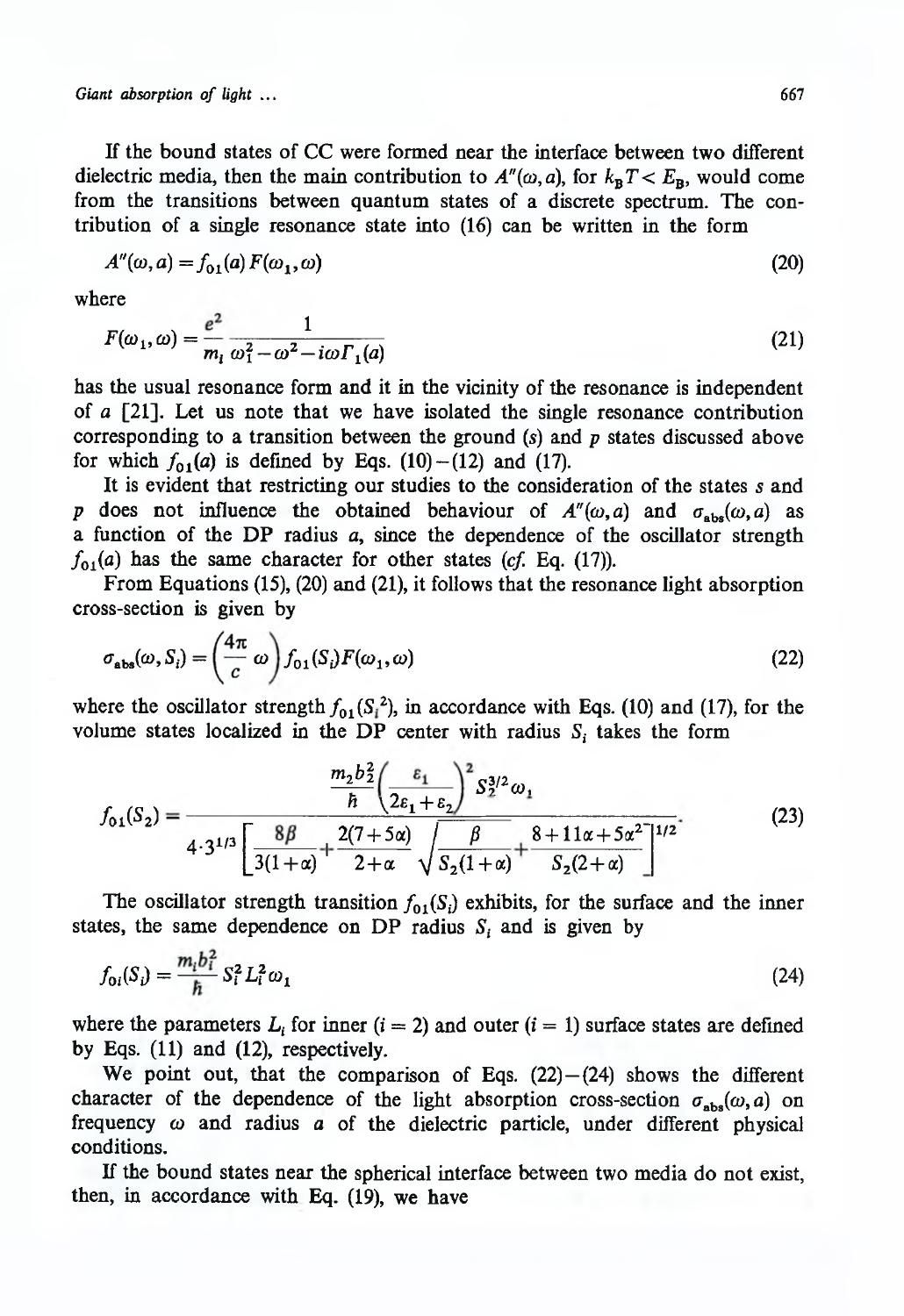If the bound states of CC were formed near the interface between two different dielectric media, then the main contribution to $A''(\omega, a)$, for $k_B T < E_B$, would come from the transitions between quantum states of a discrete spectrum. The contribution of a single resonance state into (16) can be written in the form

$$A''(\omega, a) = f_{01}(a)\, F(\omega_1, \omega) \tag{20}$$

where

$$F(\omega_1, \omega) = \frac{e^2}{m_i} \frac{1}{\omega_1^2 - \omega^2 - i\omega\Gamma_1(a)} \tag{21}$$

has the usual resonance form and it in the vicinity of the resonance is independent of $a$ [21]. Let us note that we have isolated the single resonance contribution corresponding to a transition between the ground ($s$) and $p$ states discussed above for which $f_{01}(a)$ is defined by Eqs. (10)–(12) and (17).

It is evident that restricting our studies to the consideration of the states $s$ and $p$ does not influence the obtained behaviour of $A''(\omega, a)$ and $\sigma_{abs}(\omega, a)$ as a function of the DP radius $a$, since the dependence of the oscillator strength $f_{01}(a)$ has the same character for other states (*cf.* Eq. (17)).

From Equations (15), (20) and (21), it follows that the resonance light absorption cross-section is given by

$$\sigma_{abs}(\omega, S_i) = \left(\frac{4\pi}{c}\omega\right) f_{01}(S_i) F(\omega_1, \omega) \tag{22}$$

where the oscillator strength $f_{01}(S_i{}^2)$, in accordance with Eqs. (10) and (17), for the volume states localized in the DP center with radius $S_i$ takes the form

$$f_{01}(S_2) = \frac{\dfrac{m_2 b_2^2}{\hbar}\left(\dfrac{\varepsilon_1}{2\varepsilon_1 + \varepsilon_2}\right)^2 S_2^{3/2}\omega_1}{4 \cdot 3^{1/3}\left[\dfrac{8\beta}{3(1+\alpha)} + \dfrac{2(7+5\alpha)}{2+\alpha}\sqrt{\dfrac{\beta}{S_2(1+\alpha)}} + \dfrac{8+11\alpha+5\alpha^2}{S_2(2+\alpha)}\right]^{1/2}}. \tag{23}$$

The oscillator strength transition $f_{01}(S_i)$ exhibits, for the surface and the inner states, the same dependence on DP radius $S_i$ and is given by

$$f_{0i}(S_i) = \frac{m_i b_i^2}{\hbar} S_i^2 L_i^2 \omega_1 \tag{24}$$

where the parameters $L_i$ for inner ($i = 2$) and outer ($i = 1$) surface states are defined by Eqs. (11) and (12), respectively.

We point out, that the comparison of Eqs. (22)–(24) shows the different character of the dependence of the light absorption cross-section $\sigma_{abs}(\omega, a)$ on frequency $\omega$ and radius $a$ of the dielectric particle, under different physical conditions.

If the bound states near the spherical interface between two media do not exist, then, in accordance with Eq. (19), we have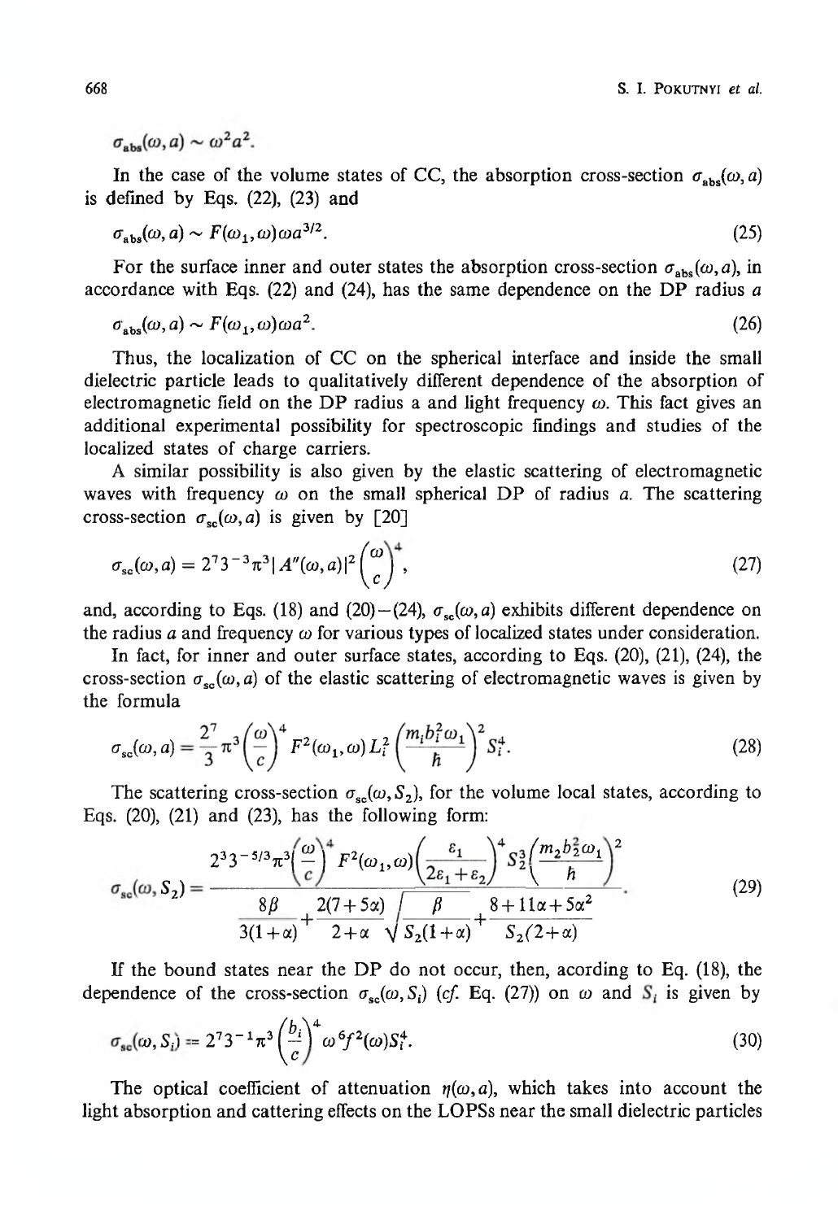$$\sigma_{\text{abs}}(\omega, a) \sim \omega^2 a^2.$$

In the case of the volume states of CC, the absorption cross-section $\sigma_{\text{abs}}(\omega, a)$ is defined by Eqs. (22), (23) and

$$\sigma_{\text{abs}}(\omega, a) \sim F(\omega_1, \omega)\omega a^{3/2}. \tag{25}$$

For the surface inner and outer states the absorption cross-section $\sigma_{\text{abs}}(\omega, a)$, in accordance with Eqs. (22) and (24), has the same dependence on the DP radius $a$

$$\sigma_{\text{abs}}(\omega, a) \sim F(\omega_1, \omega)\omega a^2. \tag{26}$$

Thus, the localization of CC on the spherical interface and inside the small dielectric particle leads to qualitatively different dependence of the absorption of electromagnetic field on the DP radius a and light frequency $\omega$. This fact gives an additional experimental possibility for spectroscopic findings and studies of the localized states of charge carriers.

A similar possibility is also given by the elastic scattering of electromagnetic waves with frequency $\omega$ on the small spherical DP of radius $a$. The scattering cross-section $\sigma_{\text{sc}}(\omega, a)$ is given by [20]

$$\sigma_{\text{sc}}(\omega, a) = 2^7 3^{-3} \pi^3 |A''(\omega, a)|^2 \left(\frac{\omega}{c}\right)^4, \tag{27}$$

and, according to Eqs. (18) and (20)–(24), $\sigma_{\text{sc}}(\omega, a)$ exhibits different dependence on the radius $a$ and frequency $\omega$ for various types of localized states under consideration.

In fact, for inner and outer surface states, according to Eqs. (20), (21), (24), the cross-section $\sigma_{\text{sc}}(\omega, a)$ of the elastic scattering of electromagnetic waves is given by the formula

$$\sigma_{\text{sc}}(\omega, a) = \frac{2^7}{3}\pi^3 \left(\frac{\omega}{c}\right)^4 F^2(\omega_1, \omega) L_i^2 \left(\frac{m_i b_i^2 \omega_1}{\hbar}\right)^2 S_i^4. \tag{28}$$

The scattering cross-section $\sigma_{\text{sc}}(\omega, S_2)$, for the volume local states, according to Eqs. (20), (21) and (23), has the following form:

$$\sigma_{\text{sc}}(\omega, S_2) = \frac{2^3 3^{-5/3} \pi^3 \left(\dfrac{\omega}{c}\right)^4 F^2(\omega_1, \omega) \left(\dfrac{\varepsilon_1}{2\varepsilon_1 + \varepsilon_2}\right)^4 S_2^3 \left(\dfrac{m_2 b_2^2 \omega_1}{\hbar}\right)^2}{\dfrac{8\beta}{3(1+\alpha)} + \dfrac{2(7+5\alpha)}{2+\alpha}\sqrt{\dfrac{\beta}{S_2(1+\alpha)}} + \dfrac{8+11\alpha+5\alpha^2}{S_2(2+\alpha)}}. \tag{29}$$

If the bound states near the DP do not occur, then, acording to Eq. (18), the dependence of the cross-section $\sigma_{\text{sc}}(\omega, S_i)$ (*cf.* Eq. (27)) on $\omega$ and $S_i$ is given by

$$\sigma_{\text{sc}}(\omega, S_i) = 2^7 3^{-1} \pi^3 \left(\frac{b_i}{c}\right)^4 \omega^6 f^2(\omega) S_i^4. \tag{30}$$

The optical coefficient of attenuation $\eta(\omega, a)$, which takes into account the light absorption and cattering effects on the LOPSs near the small dielectric particles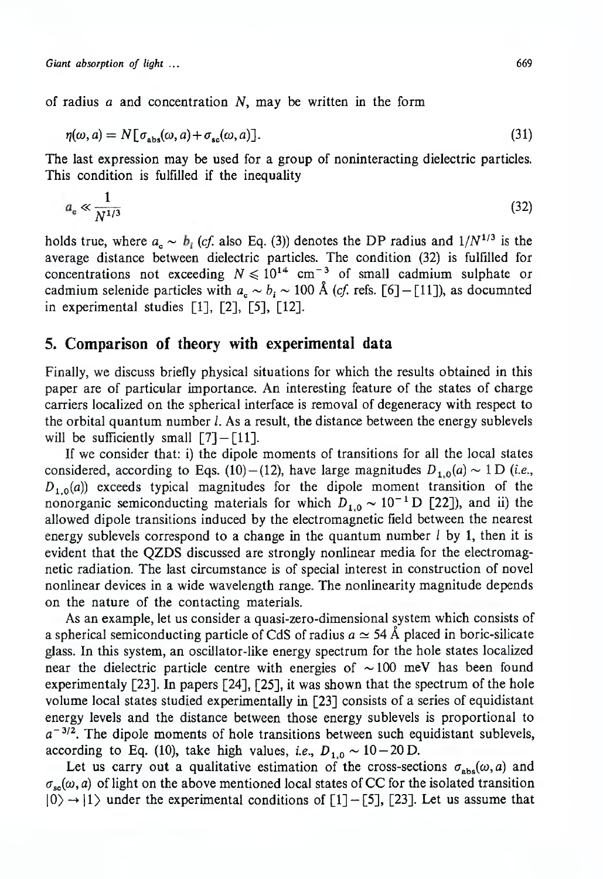of radius $a$ and concentration $N$, may be written in the form

$$\eta(\omega, a) = N[\sigma_{abs}(\omega, a) + \sigma_{sc}(\omega, a)]. \tag{31}$$

The last expression may be used for a group of noninteracting dielectric particles. This condition is fulfilled if the inequality

$$a_c \ll \frac{1}{N^{1/3}} \tag{32}$$

holds true, where $a_c \sim b_i$ (*cf.* also Eq. (3)) denotes the DP radius and $1/N^{1/3}$ is the average distance between dielectric particles. The condition (32) is fulfilled for concentrations not exceeding $N \leqslant 10^{14}$ cm$^{-3}$ of small cadmium sulphate or cadmium selenide particles with $a_c \sim b_i \sim 100$ Å (*cf.* refs. [6]–[11]), as documnted in experimental studies [1], [2], [5], [12].

## 5. Comparison of theory with experimental data

Finally, we discuss briefly physical situations for which the results obtained in this paper are of particular importance. An interesting feature of the states of charge carriers localized on the spherical interface is removal of degeneracy with respect to the orbital quantum number $l$. As a result, the distance between the energy sublevels will be sufficiently small [7]–[11].

If we consider that: i) the dipole moments of transitions for all the local states considered, according to Eqs. (10)–(12), have large magnitudes $D_{1,0}(a) \sim 1$ D (*i.e.*, $D_{1,0}(a)$) exceeds typical magnitudes for the dipole moment transition of the nonorganic semiconducting materials for which $D_{1,0} \sim 10^{-1}$ D [22]), and ii) the allowed dipole transitions induced by the electromagnetic field between the nearest energy sublevels correspond to a change in the quantum number $l$ by 1, then it is evident that the QZDS discussed are strongly nonlinear media for the electromagnetic radiation. The last circumstance is of special interest in construction of novel nonlinear devices in a wide wavelength range. The nonlinearity magnitude depends on the nature of the contacting materials.

As an example, let us consider a quasi-zero-dimensional system which consists of a spherical semiconducting particle of CdS of radius $a \simeq 54$ Å placed in boric-silicate glass. In this system, an oscillator-like energy spectrum for the hole states localized near the dielectric particle centre with energies of $\sim 100$ meV has been found experimentaly [23]. In papers [24], [25], it was shown that the spectrum of the hole volume local states studied experimentally in [23] consists of a series of equidistant energy levels and the distance between those energy sublevels is proportional to $a^{-3/2}$. The dipole moments of hole transitions between such equidistant sublevels, according to Eq. (10), take high values, *i.e.*, $D_{1,0} \sim 10-20$ D.

Let us carry out a qualitative estimation of the cross-sections $\sigma_{abs}(\omega, a)$ and $\sigma_{sc}(\omega, a)$ of light on the above mentioned local states of CC for the isolated transition $|0\rangle \rightarrow |1\rangle$ under the experimental conditions of [1]–[5], [23]. Let us assume that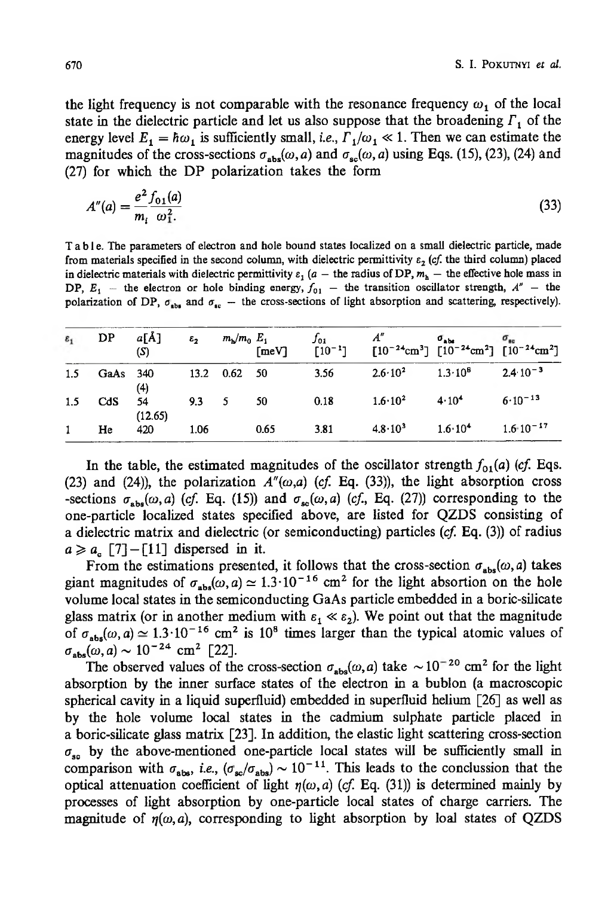the light frequency is not comparable with the resonance frequency $\omega_1$ of the local state in the dielectric particle and let us also suppose that the broadening $\Gamma_1$ of the energy level $E_1 = \hbar\omega_1$ is sufficiently small, *i.e.*, $\Gamma_1/\omega_1 \ll 1$. Then we can estimate the magnitudes of the cross-sections $\sigma_{abs}(\omega, a)$ and $\sigma_{sc}(\omega, a)$ using Eqs. (15), (23), (24) and (27) for which the DP polarization takes the form

$$A''(a) = \frac{e^2 f_{01}(a)}{m_i \ \omega_1^2}. \tag{33}$$

Table. The parameters of electron and hole bound states localized on a small dielectric particle, made from materials specified in the second column, with dielectric permittivity $\varepsilon_2$ (*cf.* the third column) placed in dielectric materials with dielectric permittivity $\varepsilon_1$ ($a$ — the radius of DP, $m_h$ — the effective hole mass in DP, $E_1$ — the electron or hole binding energy, $f_{01}$ — the transition oscillator strength, $A''$ — the polarization of DP, $\sigma_{abs}$ and $\sigma_{sc}$ — the cross-sections of light absorption and scattering, respectively).

| $\varepsilon_1$ | DP | $a$[Å] (S) | $\varepsilon_2$ | $m_h/m_0$ | $E_1$ [meV] | $f_{01}$ [$10^{-1}$] | $A''$ [$10^{-24}$cm$^3$] | $\sigma_{abs}$ [$10^{-24}$cm$^2$] | $\sigma_{sc}$ [$10^{-24}$cm$^2$] |
|---|---|---|---|---|---|---|---|---|---|
| 1.5 | GaAs | 340 (4) | 13.2 | 0.62 | 50 | 3.56 | $2.6 \cdot 10^2$ | $1.3 \cdot 10^8$ | $2.4 \cdot 10^{-3}$ |
| 1.5 | CdS | 54 (12.65) | 9.3 | 5 | 50 | 0.18 | $1.6 \cdot 10^2$ | $4 \cdot 10^4$ | $6 \cdot 10^{-13}$ |
| 1 | He | 420 | 1.06 | | 0.65 | 3.81 | $4.8 \cdot 10^3$ | $1.6 \cdot 10^4$ | $1.6 \cdot 10^{-17}$ |

In the table, the estimated magnitudes of the oscillator strength $f_{01}(a)$ (*cf.* Eqs. (23) and (24)), the polarization $A''(\omega,a)$ (*cf.* Eq. (33)), the light absorption cross-sections $\sigma_{abs}(\omega, a)$ (*cf.* Eq. (15)) and $\sigma_{sc}(\omega, a)$ (*cf.*, Eq. (27)) corresponding to the one-particle localized states specified above, are listed for QZDS consisting of a dielectric matrix and dielectric (or semiconducting) particles (*cf.* Eq. (3)) of radius $a \geqslant a_c$ [7]–[11] dispersed in it.

From the estimations presented, it follows that the cross-section $\sigma_{abs}(\omega, a)$ takes giant magnitudes of $\sigma_{abs}(\omega, a) \simeq 1.3 \cdot 10^{-16}$ cm$^2$ for the light absorption on the hole volume local states in the semiconducting GaAs particle embedded in a boric-silicate glass matrix (or in another medium with $\varepsilon_1 \ll \varepsilon_2$). We point out that the magnitude of $\sigma_{abs}(\omega, a) \simeq 1.3 \cdot 10^{-16}$ cm$^2$ is $10^8$ times larger than the typical atomic values of $\sigma_{abs}(\omega, a) \sim 10^{-24}$ cm$^2$ [22].

The observed values of the cross-section $\sigma_{abs}(\omega, a)$ take $\sim 10^{-20}$ cm$^2$ for the light absorption by the inner surface states of the electron in a bublon (a macroscopic spherical cavity in a liquid superfluid) embedded in superfluid helium [26] as well as by the hole volume local states in the cadmium sulphate particle placed in a boric-silicate glass matrix [23]. In addition, the elastic light scattering cross-section $\sigma_{sc}$ by the above-mentioned one-particle local states will be sufficiently small in comparison with $\sigma_{abs}$, *i.e.*, $(\sigma_{sc}/\sigma_{abs}) \sim 10^{-11}$. This leads to the conclussion that the optical attenuation coefficient of light $\eta(\omega, a)$ (*cf.* Eq. (31)) is determined mainly by processes of light absorption by one-particle local states of charge carriers. The magnitude of $\eta(\omega, a)$, corresponding to light absorption by loal states of QZDS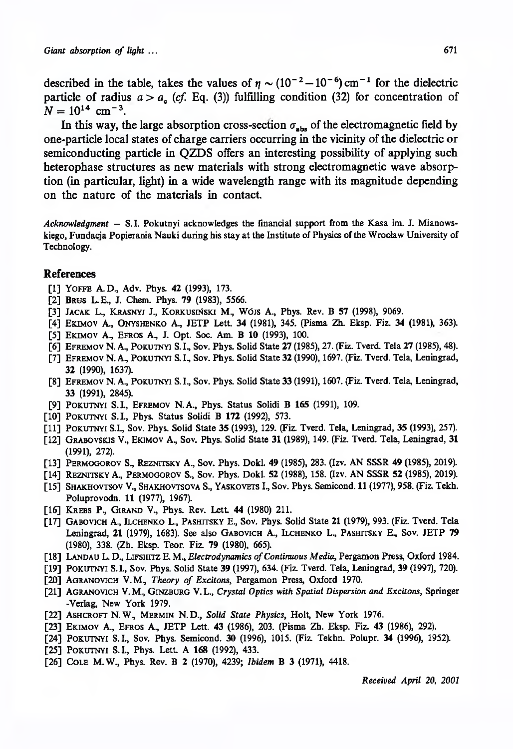described in the table, takes the values of $\eta \sim (10^{-2} - 10^{-6})\ \mathrm{cm}^{-1}$ for the dielectric particle of radius $a > a_c$ (*cf.* Eq. (3)) fulfilling condition (32) for concentration of $N = 10^{14}\ \mathrm{cm}^{-3}$.

In this way, the large absorption cross-section $\sigma_{\mathrm{abs}}$ of the electromagnetic field by one-particle local states of charge carriers occurring in the vicinity of the dielectric or semiconducting particle in QZDS offers an interesting possibility of applying such heterophase structures as new materials with strong electromagnetic wave absorption (in particular, light) in a wide wavelength range with its magnitude depending on the nature of the materials in contact.

*Acknowledgment* — S.I. Pokutnyi acknowledges the financial support from the Kasa im. J. Mianowskiego, Fundacja Popierania Nauki during his stay at the Institute of Physics of the Wrocław University of Technology.

## References

[1] YOFFE A.D., Adv. Phys. **42** (1993), 173.

[2] BRUS L.E., J. Chem. Phys. **79** (1983), 5566.

[3] JACAK L., KRASNYJ J., KORKUSIŃSKI M., WÓJS A., Phys. Rev. B **57** (1998), 9069.

[4] EKIMOV A., ONYSHENKO A., JETP Lett. **34** (1981), 345. (Pisma Zh. Eksp. Fiz. **34** (1981), 363).

[5] EKIMOV A., EFROS A., J. Opt. Soc. Am. **B 10** (1993), 100.

[6] EFREMOV N.A., POKUTNYI S.I., Sov. Phys. Solid State **27** (1985), 27. (Fiz. Tverd. Tela **27** (1985), 48).

[7] EFREMOV N.A., POKUTNYI S.I., Sov. Phys. Solid State **32** (1990), 1697. (Fiz. Tverd. Tela, Leningrad, **32** (1990), 1637).

[8] EFREMOV N.A., POKUTNYI S.I., Sov. Phys. Solid State **33** (1991), 1607. (Fiz. Tverd. Tela, Leningrad, **33** (1991), 2845).

[9] POKUTNYI S.I., EFREMOV N.A., Phys. Status Solidi B **165** (1991), 109.

[10] POKUTNYI S.I., Phys. Status Solidi B **172** (1992), 573.

[11] POKUTNYI S.I., Sov. Phys. Solid State **35** (1993), 129. (Fiz. Tverd. Tela, Leningrad, **35** (1993), 257).

[12] GRABOVSKIS V., EKIMOV A., Sov. Phys. Solid State **31** (1989), 149. (Fiz. Tverd. Tela, Leningrad, **31** (1991), 272).

[13] PERMOGOROV S., REZNITSKY A., Sov. Phys. Dokl. **49** (1985), 283. (Izv. AN SSSR **49** (1985), 2019).

[14] REZNITSKY A., PERMOGOROV S., Sov. Phys. Dokl. **52** (1988), 158. (Izv. AN SSSR **52** (1985), 2019).

[15] SHAKHOVTSOV V., SHAKHOVTSOVA S., YASKOVETS I., Sov. Phys. Semicond. **11** (1977), 958. (Fiz. Tekh. Poluprovodn. **11** (1977), 1967).

[16] KREBS P., GIRAND V., Phys. Rev. Lett. **44** (1980) 211.

[17] GABOVICH A., ILCHENKO L., PASHITSKY E., Sov. Phys. Solid State **21** (1979), 993. (Fiz. Tverd. Tela Leningrad, **21** (1979), 1683). See also GABOVICH A., ILCHENKO L., PASHITSKY E., Sov. JETP **79** (1980), 338. (Zh. Eksp. Teor. Fiz. **79** (1980), 665).

[18] LANDAU L.D., LIFSHITZ E.M., *Electrodynamics of Continuous Media*, Pergamon Press, Oxford 1984.

[19] POKUTNYI S.I., Sov. Phys. Solid State **39** (1997), 634. (Fiz. Tverd. Tela, Leningrad, **39** (1997), 720).

[20] AGRANOVICH V.M., *Theory of Excitons*, Pergamon Press, Oxford 1970.

[21] AGRANOVICH V.M., GINZBURG V.L., *Crystal Optics with Spatial Dispersion and Excitons*, Springer -Verlag, New York 1979.

[22] ASHCROFT N.W., MERMIN N.D., *Solid State Physics*, Holt, New York 1976.

[23] EKIMOV A., EFROS A., JETP Lett. **43** (1986), 203. (Pisma Zh. Eksp. Fiz. **43** (1986), 292).

[24] POKUTNYI S.I., Sov. Phys. Semicond. **30** (1996), 1015. (Fiz. Tekhn. Polupr. **34** (1996), 1952).

[25] POKUTNYI S.I., Phys. Lett. A **168** (1992), 433.

[26] COLE M.W., Phys. Rev. B **2** (1970), 4239; *Ibidem* B **3** (1971), 4418.

*Received April 20, 2001*